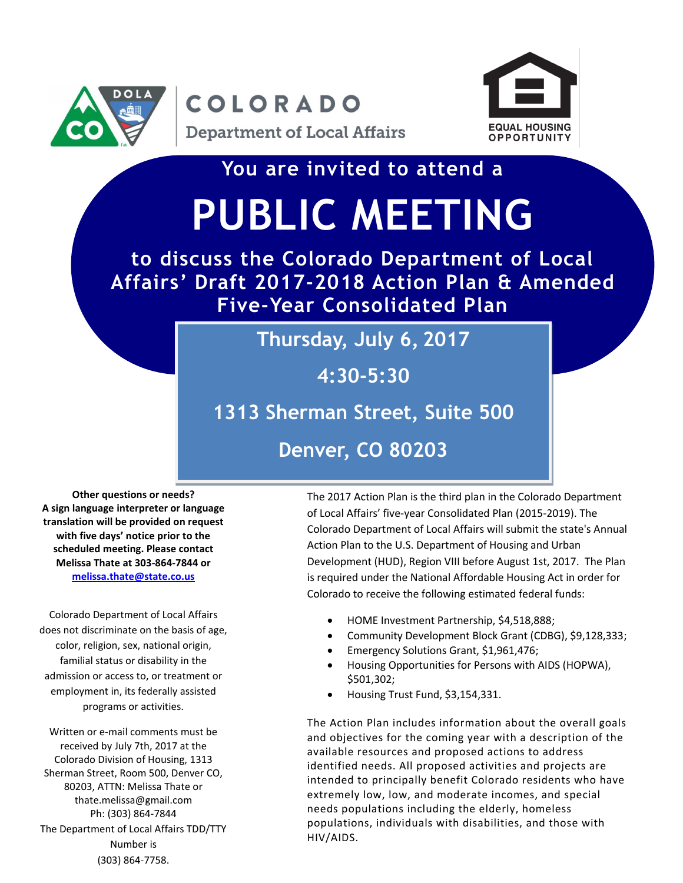COLORADO

Department of Local Affairs

EQUAL HOUSING OPPORTUNITY

You are invited to attend a

# PUBLIC MEETING

## to discuss the Colorado Department of Local Affairs' Draft 2017-2018 Action Plan & Amended Five-Year Consolidated Plan

**Thursday, July 6, 2017**

**4:30-5:30**

**1313 Sherman Street, Suite 500**

**Denver, CO 80203**

**Other questions or needs?**
**A sign language interpreter or language translation will be provided on request with five days' notice prior to the scheduled meeting. Please contact Melissa Thate at 303-864-7844 or melissa.thate@state.co.us**

Colorado Department of Local Affairs does not discriminate on the basis of age, color, religion, sex, national origin, familial status or disability in the admission or access to, or treatment or employment in, its federally assisted programs or activities.

Written or e-mail comments must be received by July 7th, 2017 at the Colorado Division of Housing, 1313 Sherman Street, Room 500, Denver CO, 80203, ATTN: Melissa Thate or thate.melissa@gmail.com
Ph: (303) 864-7844
The Department of Local Affairs TDD/TTY Number is (303) 864-7758.

The 2017 Action Plan is the third plan in the Colorado Department of Local Affairs' five-year Consolidated Plan (2015-2019). The Colorado Department of Local Affairs will submit the state's Annual Action Plan to the U.S. Department of Housing and Urban Development (HUD), Region VIII before August 1st, 2017. The Plan is required under the National Affordable Housing Act in order for Colorado to receive the following estimated federal funds:

- HOME Investment Partnership, $4,518,888;
- Community Development Block Grant (CDBG), $9,128,333;
- Emergency Solutions Grant, $1,961,476;
- Housing Opportunities for Persons with AIDS (HOPWA), $501,302;
- Housing Trust Fund, $3,154,331.

The Action Plan includes information about the overall goals and objectives for the coming year with a description of the available resources and proposed actions to address identified needs. All proposed activities and projects are intended to principally benefit Colorado residents who have extremely low, low, and moderate incomes, and special needs populations including the elderly, homeless populations, individuals with disabilities, and those with HIV/AIDS.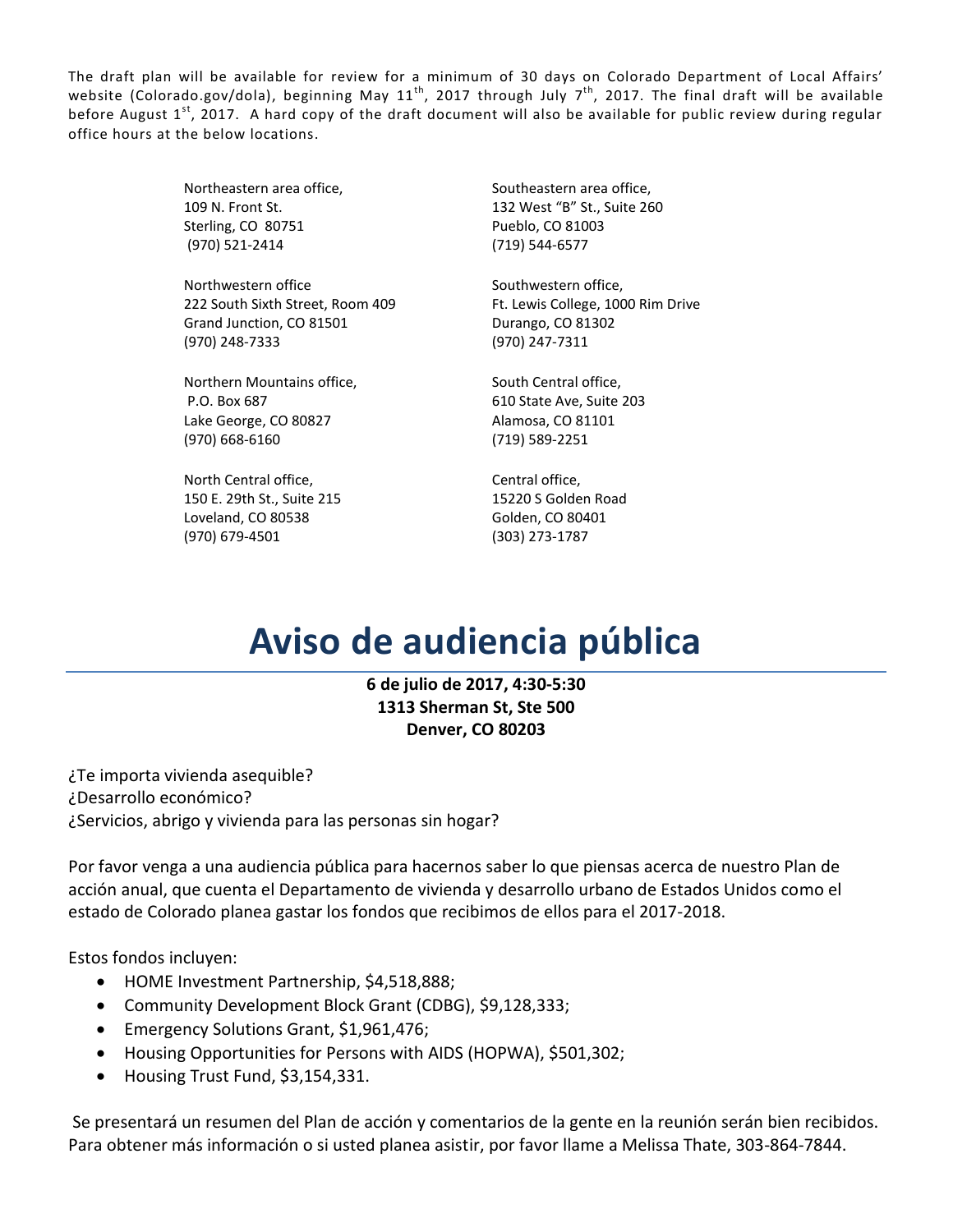The draft plan will be available for review for a minimum of 30 days on Colorado Department of Local Affairs' website (Colorado.gov/dola), beginning May 11th, 2017 through July 7th, 2017. The final draft will be available before August 1st, 2017. A hard copy of the draft document will also be available for public review during regular office hours at the below locations.

Northeastern area office,
109 N. Front St.
Sterling, CO 80751
(970) 521-2414

Northwestern office
222 South Sixth Street, Room 409
Grand Junction, CO 81501
(970) 248-7333

Northern Mountains office,
P.O. Box 687
Lake George, CO 80827
(970) 668-6160

North Central office,
150 E. 29th St., Suite 215
Loveland, CO 80538
(970) 679-4501

Southeastern area office,
132 West "B" St., Suite 260
Pueblo, CO 81003
(719) 544-6577

Southwestern office,
Ft. Lewis College, 1000 Rim Drive
Durango, CO 81302
(970) 247-7311

South Central office,
610 State Ave, Suite 203
Alamosa, CO 81101
(719) 589-2251

Central office,
15220 S Golden Road
Golden, CO 80401
(303) 273-1787

# Aviso de audiencia pública

**6 de julio de 2017, 4:30-5:30**
**1313 Sherman St, Ste 500**
**Denver, CO 80203**

¿Te importa vivienda asequible?
¿Desarrollo económico?
¿Servicios, abrigo y vivienda para las personas sin hogar?

Por favor venga a una audiencia pública para hacernos saber lo que piensas acerca de nuestro Plan de acción anual, que cuenta el Departamento de vivienda y desarrollo urbano de Estados Unidos como el estado de Colorado planea gastar los fondos que recibimos de ellos para el 2017-2018.

Estos fondos incluyen:

- HOME Investment Partnership, $4,518,888;
- Community Development Block Grant (CDBG), $9,128,333;
- Emergency Solutions Grant, $1,961,476;
- Housing Opportunities for Persons with AIDS (HOPWA), $501,302;
- Housing Trust Fund, $3,154,331.

Se presentará un resumen del Plan de acción y comentarios de la gente en la reunión serán bien recibidos. Para obtener más información o si usted planea asistir, por favor llame a Melissa Thate, 303-864-7844.